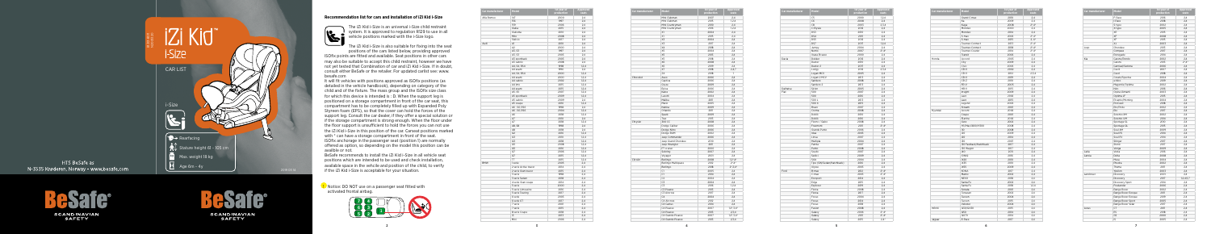# iZi Kid i-Size

CAR LIST

i-Size

- Rearfacing
- Stature height 61 - 105 cm
- Max. weight 18 kg
- Age 6m - 4y

HTS BeSafe as
N-3535 Krødsherad, Norway - www.besafe.com

BeSafe
SCANDINAVIAN SAFETY

## Recommendation list for cars and installation of iZi Kid i-Size

The iZi Kid i-Size is an universal i-Size child restraint system. It is approved to regulation R129 to use in all vehicle positions marked with the i-Size logo.

The iZi Kid i-Size is also suitable for fixing into the seat positions of the cars listed below, providing approved ISOfix points are fitted and available. Seat positions in other cars may also be suitable to accept this child restraint, however we have not yet tested that. Combination of car and iZi Kid i-Size. If in doubt, consult either BeSafe or the retailer. For updated carlist see: www.besafe.com

It will fit vehicles with positions approved as ISOfix positions (as detailed in the vehicle handbook), depending on category of the child and of the fixture. The mass group and the ISOfix size class for which this device is intended is : D. When the support leg is positioned on a storage compartment in front of the car seat, this compartment has to be completely filled up with Expanded Poly Styrene foam (EPS), so that the cover can hold the forces of the support leg. Consult the car dealer, if they offer a special solution or if the storage compartment is strong enough. When the floor under the floor support is insufficient to hold the forces you can not use the iZi Kid i-Size in this position of the car. Carseat positions marked with * can have a storage compartment in front of the seat. ISOfix anchorage in the passenger seat (position 1) are normally offered as option, so depending on the model this position can be available or not.

BeSafe recommends to install the iZi Kid i-Size in all vehicle seat positions which are intended to be used and check installation, available space in the vehicle and position of the child, to verify if the iZi Kid i-Size is acceptable for your situation.

! Notice: DO NOT use on a passenger seat fitted with activated frontal airbag.

| Car manufacturer | Model | Year of production | Approved seats |
|---|---|---|---|